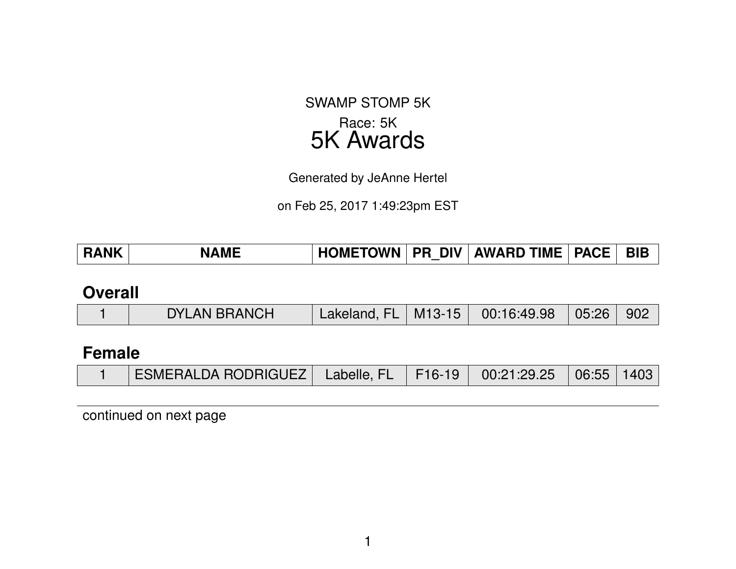SWAMP STOMP 5K

Race: 5K

# 5K Awards

Generated by JeAnne Hertel

on Feb 25, 2017 1:49:23pm EST

| RANK | NAME | HOMETOWN | PR_DIV | AWARD TIME | PACE | BIB |
|---|---|---|---|---|---|---|

## Overall

| RANK | NAME | HOMETOWN | PR_DIV | AWARD TIME | PACE | BIB |
|---|---|---|---|---|---|---|
| 1 | DYLAN BRANCH | Lakeland, FL | M13-15 | 00:16:49.98 | 05:26 | 902 |

## Female

| RANK | NAME | HOMETOWN | PR_DIV | AWARD TIME | PACE | BIB |
|---|---|---|---|---|---|---|
| 1 | ESMERALDA RODRIGUEZ | Labelle, FL | F16-19 | 00:21:29.25 | 06:55 | 1403 |

continued on next page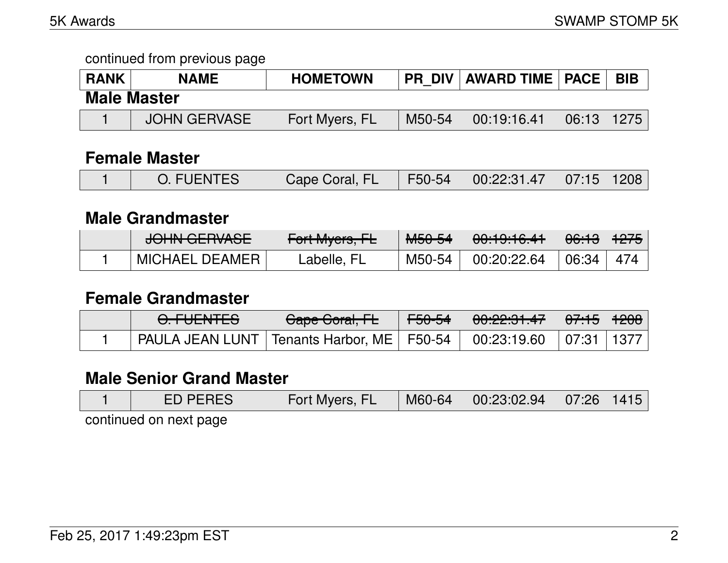continued from previous page

| RANK | NAME | HOMETOWN | PR_DIV | AWARD TIME | PACE | BIB |
|---|---|---|---|---|---|---|

### Male Master

| RANK | NAME | HOMETOWN | PR_DIV | AWARD TIME | PACE | BIB |
|---|---|---|---|---|---|---|
| 1 | JOHN GERVASE | Fort Myers, FL | M50-54 | 00:19:16.41 | 06:13 | 1275 |

### Female Master

| RANK | NAME | HOMETOWN | PR_DIV | AWARD TIME | PACE | BIB |
|---|---|---|---|---|---|---|
| 1 | O. FUENTES | Cape Coral, FL | F50-54 | 00:22:31.47 | 07:15 | 1208 |

### Male Grandmaster

| RANK | NAME | HOMETOWN | PR_DIV | AWARD TIME | PACE | BIB |
|---|---|---|---|---|---|---|
| | ~~JOHN GERVASE~~ | ~~Fort Myers, FL~~ | ~~M50-54~~ | ~~00:19:16.41~~ | ~~06:13~~ | ~~1275~~ |
| 1 | MICHAEL DEAMER | Labelle, FL | M50-54 | 00:20:22.64 | 06:34 | 474 |

### Female Grandmaster

| RANK | NAME | HOMETOWN | PR_DIV | AWARD TIME | PACE | BIB |
|---|---|---|---|---|---|---|
| | ~~O. FUENTES~~ | ~~Cape Coral, FL~~ | ~~F50-54~~ | ~~00:22:31.47~~ | ~~07:15~~ | ~~1208~~ |
| 1 | PAULA JEAN LUNT | Tenants Harbor, ME | F50-54 | 00:23:19.60 | 07:31 | 1377 |

### Male Senior Grand Master

| RANK | NAME | HOMETOWN | PR_DIV | AWARD TIME | PACE | BIB |
|---|---|---|---|---|---|---|
| 1 | ED PERES | Fort Myers, FL | M60-64 | 00:23:02.94 | 07:26 | 1415 |

continued on next page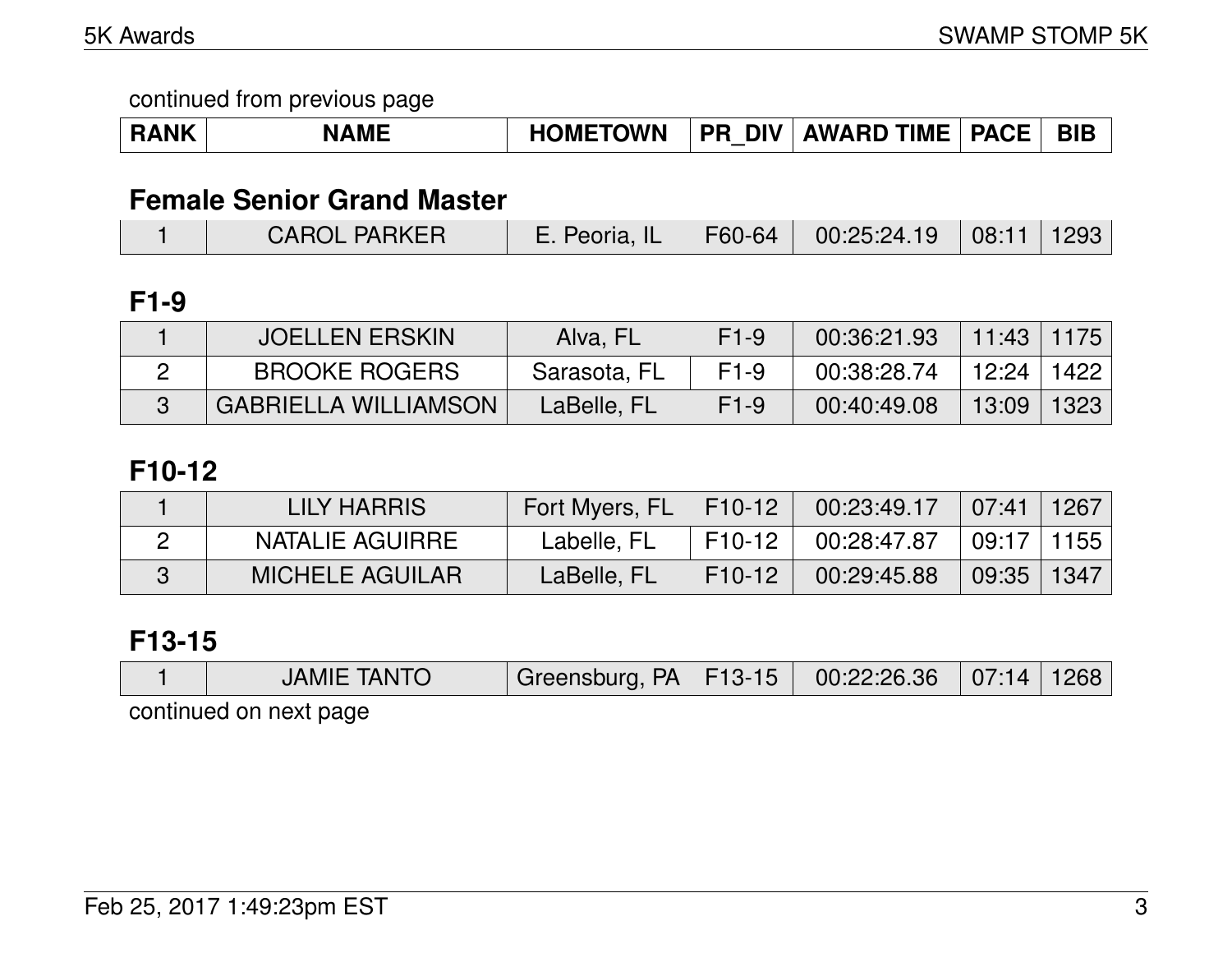continued from previous page

| RANK | NAME | HOMETOWN | PR_DIV | AWARD TIME | PACE | BIB |
|---|---|---|---|---|---|---|

## Female Senior Grand Master

| RANK | NAME | HOMETOWN | PR_DIV | AWARD TIME | PACE | BIB |
|---|---|---|---|---|---|---|
| 1 | CAROL PARKER | E. Peoria, IL | F60-64 | 00:25:24.19 | 08:11 | 1293 |

## F1-9

| RANK | NAME | HOMETOWN | PR_DIV | AWARD TIME | PACE | BIB |
|---|---|---|---|---|---|---|
| 1 | JOELLEN ERSKIN | Alva, FL | F1-9 | 00:36:21.93 | 11:43 | 1175 |
| 2 | BROOKE ROGERS | Sarasota, FL | F1-9 | 00:38:28.74 | 12:24 | 1422 |
| 3 | GABRIELLA WILLIAMSON | LaBelle, FL | F1-9 | 00:40:49.08 | 13:09 | 1323 |

## F10-12

| RANK | NAME | HOMETOWN | PR_DIV | AWARD TIME | PACE | BIB |
|---|---|---|---|---|---|---|
| 1 | LILY HARRIS | Fort Myers, FL | F10-12 | 00:23:49.17 | 07:41 | 1267 |
| 2 | NATALIE AGUIRRE | Labelle, FL | F10-12 | 00:28:47.87 | 09:17 | 1155 |
| 3 | MICHELE AGUILAR | LaBelle, FL | F10-12 | 00:29:45.88 | 09:35 | 1347 |

## F13-15

| RANK | NAME | HOMETOWN | PR_DIV | AWARD TIME | PACE | BIB |
|---|---|---|---|---|---|---|
| 1 | JAMIE TANTO | Greensburg, PA | F13-15 | 00:22:26.36 | 07:14 | 1268 |

continued on next page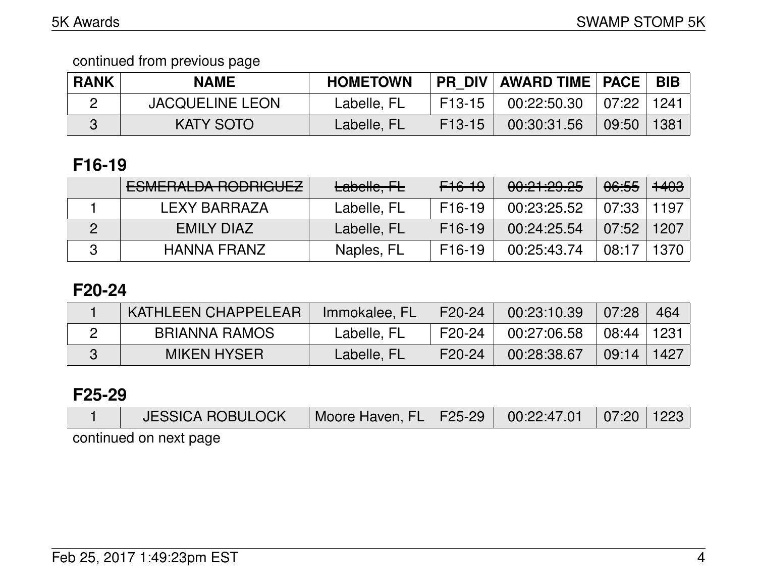continued from previous page

| RANK | NAME | HOMETOWN | PR_DIV | AWARD TIME | PACE | BIB |
| --- | --- | --- | --- | --- | --- | --- |
| 2 | JACQUELINE LEON | Labelle, FL | F13-15 | 00:22:50.30 | 07:22 | 1241 |
| 3 | KATY SOTO | Labelle, FL | F13-15 | 00:30:31.56 | 09:50 | 1381 |

## F16-19

| RANK | NAME | HOMETOWN | PR_DIV | AWARD TIME | PACE | BIB |
| --- | --- | --- | --- | --- | --- | --- |
| | ~~ESMERALDA RODRIGUEZ~~ | ~~Labelle, FL~~ | ~~F16-19~~ | ~~00:21:29.25~~ | ~~06:55~~ | ~~1403~~ |
| 1 | LEXY BARRAZA | Labelle, FL | F16-19 | 00:23:25.52 | 07:33 | 1197 |
| 2 | EMILY DIAZ | Labelle, FL | F16-19 | 00:24:25.54 | 07:52 | 1207 |
| 3 | HANNA FRANZ | Naples, FL | F16-19 | 00:25:43.74 | 08:17 | 1370 |

## F20-24

| RANK | NAME | HOMETOWN | PR_DIV | AWARD TIME | PACE | BIB |
| --- | --- | --- | --- | --- | --- | --- |
| 1 | KATHLEEN CHAPPELEAR | Immokalee, FL | F20-24 | 00:23:10.39 | 07:28 | 464 |
| 2 | BRIANNA RAMOS | Labelle, FL | F20-24 | 00:27:06.58 | 08:44 | 1231 |
| 3 | MIKEN HYSER | Labelle, FL | F20-24 | 00:28:38.67 | 09:14 | 1427 |

## F25-29

| RANK | NAME | HOMETOWN | PR_DIV | AWARD TIME | PACE | BIB |
| --- | --- | --- | --- | --- | --- | --- |
| 1 | JESSICA ROBULOCK | Moore Haven, FL | F25-29 | 00:22:47.01 | 07:20 | 1223 |

continued on next page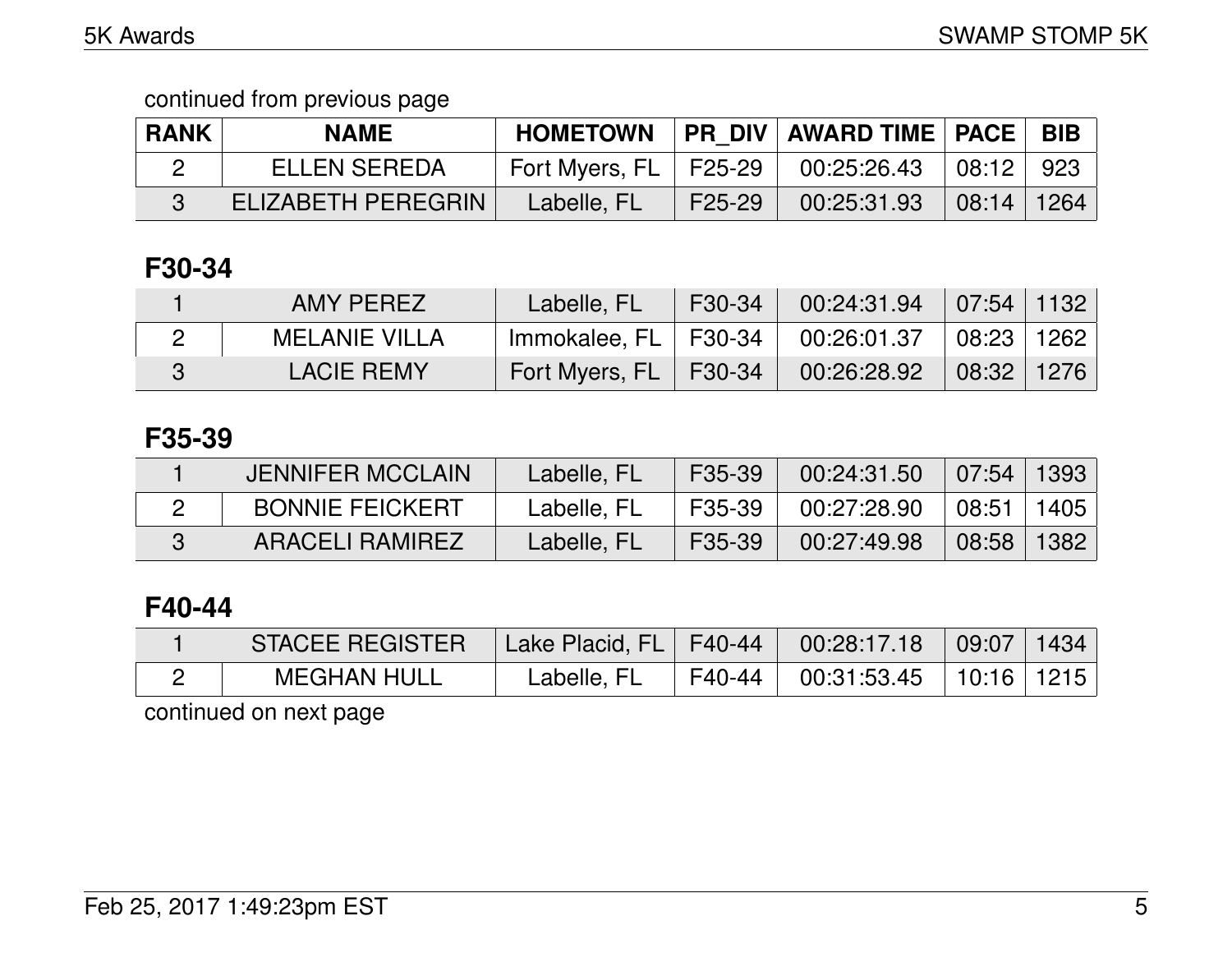continued from previous page

| RANK | NAME | HOMETOWN | PR_DIV | AWARD TIME | PACE | BIB |
|---|---|---|---|---|---|---|
| 2 | ELLEN SEREDA | Fort Myers, FL | F25-29 | 00:25:26.43 | 08:12 | 923 |
| 3 | ELIZABETH PEREGRIN | Labelle, FL | F25-29 | 00:25:31.93 | 08:14 | 1264 |

## F30-34

| RANK | NAME | HOMETOWN | PR_DIV | AWARD TIME | PACE | BIB |
|---|---|---|---|---|---|---|
| 1 | AMY PEREZ | Labelle, FL | F30-34 | 00:24:31.94 | 07:54 | 1132 |
| 2 | MELANIE VILLA | Immokalee, FL | F30-34 | 00:26:01.37 | 08:23 | 1262 |
| 3 | LACIE REMY | Fort Myers, FL | F30-34 | 00:26:28.92 | 08:32 | 1276 |

## F35-39

| RANK | NAME | HOMETOWN | PR_DIV | AWARD TIME | PACE | BIB |
|---|---|---|---|---|---|---|
| 1 | JENNIFER MCCLAIN | Labelle, FL | F35-39 | 00:24:31.50 | 07:54 | 1393 |
| 2 | BONNIE FEICKERT | Labelle, FL | F35-39 | 00:27:28.90 | 08:51 | 1405 |
| 3 | ARACELI RAMIREZ | Labelle, FL | F35-39 | 00:27:49.98 | 08:58 | 1382 |

## F40-44

| RANK | NAME | HOMETOWN | PR_DIV | AWARD TIME | PACE | BIB |
|---|---|---|---|---|---|---|
| 1 | STACEE REGISTER | Lake Placid, FL | F40-44 | 00:28:17.18 | 09:07 | 1434 |
| 2 | MEGHAN HULL | Labelle, FL | F40-44 | 00:31:53.45 | 10:16 | 1215 |

continued on next page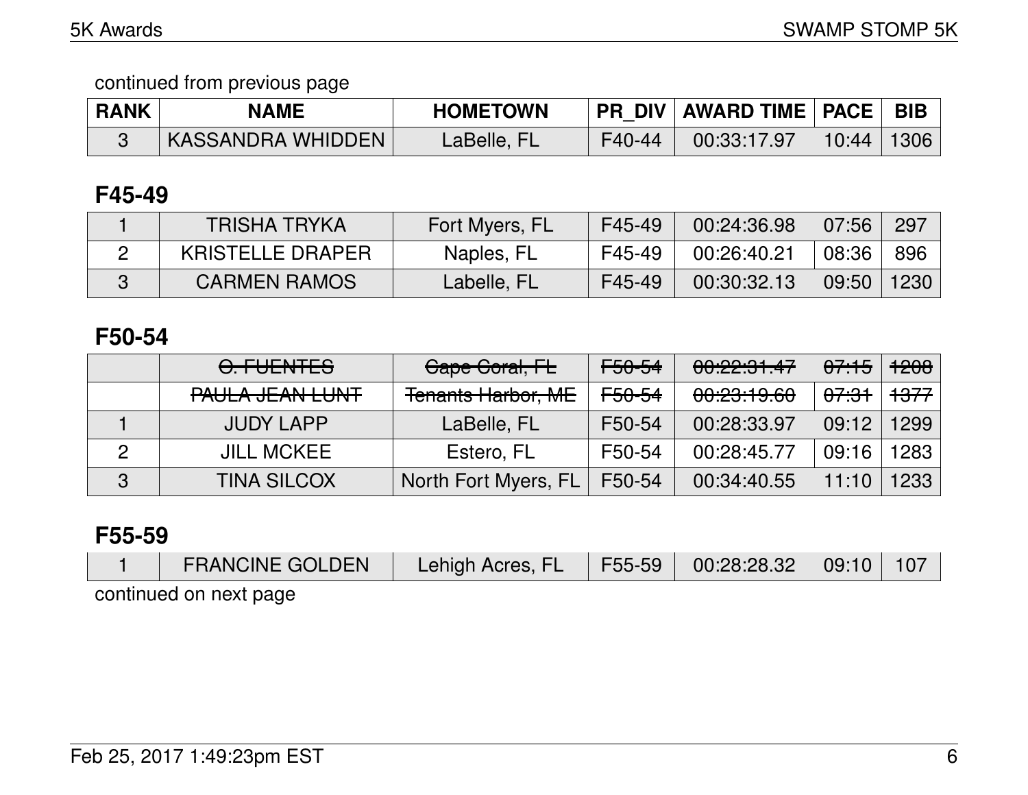continued from previous page

| RANK | NAME | HOMETOWN | PR_DIV | AWARD TIME | PACE | BIB |
|---|---|---|---|---|---|---|
| 3 | KASSANDRA WHIDDEN | LaBelle, FL | F40-44 | 00:33:17.97 | 10:44 | 1306 |

## F45-49

| RANK | NAME | HOMETOWN | PR_DIV | AWARD TIME | PACE | BIB |
|---|---|---|---|---|---|---|
| 1 | TRISHA TRYKA | Fort Myers, FL | F45-49 | 00:24:36.98 | 07:56 | 297 |
| 2 | KRISTELLE DRAPER | Naples, FL | F45-49 | 00:26:40.21 | 08:36 | 896 |
| 3 | CARMEN RAMOS | Labelle, FL | F45-49 | 00:30:32.13 | 09:50 | 1230 |

## F50-54

| RANK | NAME | HOMETOWN | PR_DIV | AWARD TIME | PACE | BIB |
|---|---|---|---|---|---|---|
| | ~~O. FUENTES~~ | ~~Cape Coral, FL~~ | ~~F50-54~~ | ~~00:22:31.47~~ | ~~07:15~~ | ~~1208~~ |
| | ~~PAULA JEAN LUNT~~ | ~~Tenants Harbor, ME~~ | ~~F50-54~~ | ~~00:23:19.60~~ | ~~07:31~~ | ~~1377~~ |
| 1 | JUDY LAPP | LaBelle, FL | F50-54 | 00:28:33.97 | 09:12 | 1299 |
| 2 | JILL MCKEE | Estero, FL | F50-54 | 00:28:45.77 | 09:16 | 1283 |
| 3 | TINA SILCOX | North Fort Myers, FL | F50-54 | 00:34:40.55 | 11:10 | 1233 |

## F55-59

| RANK | NAME | HOMETOWN | PR_DIV | AWARD TIME | PACE | BIB |
|---|---|---|---|---|---|---|
| 1 | FRANCINE GOLDEN | Lehigh Acres, FL | F55-59 | 00:28:28.32 | 09:10 | 107 |

continued on next page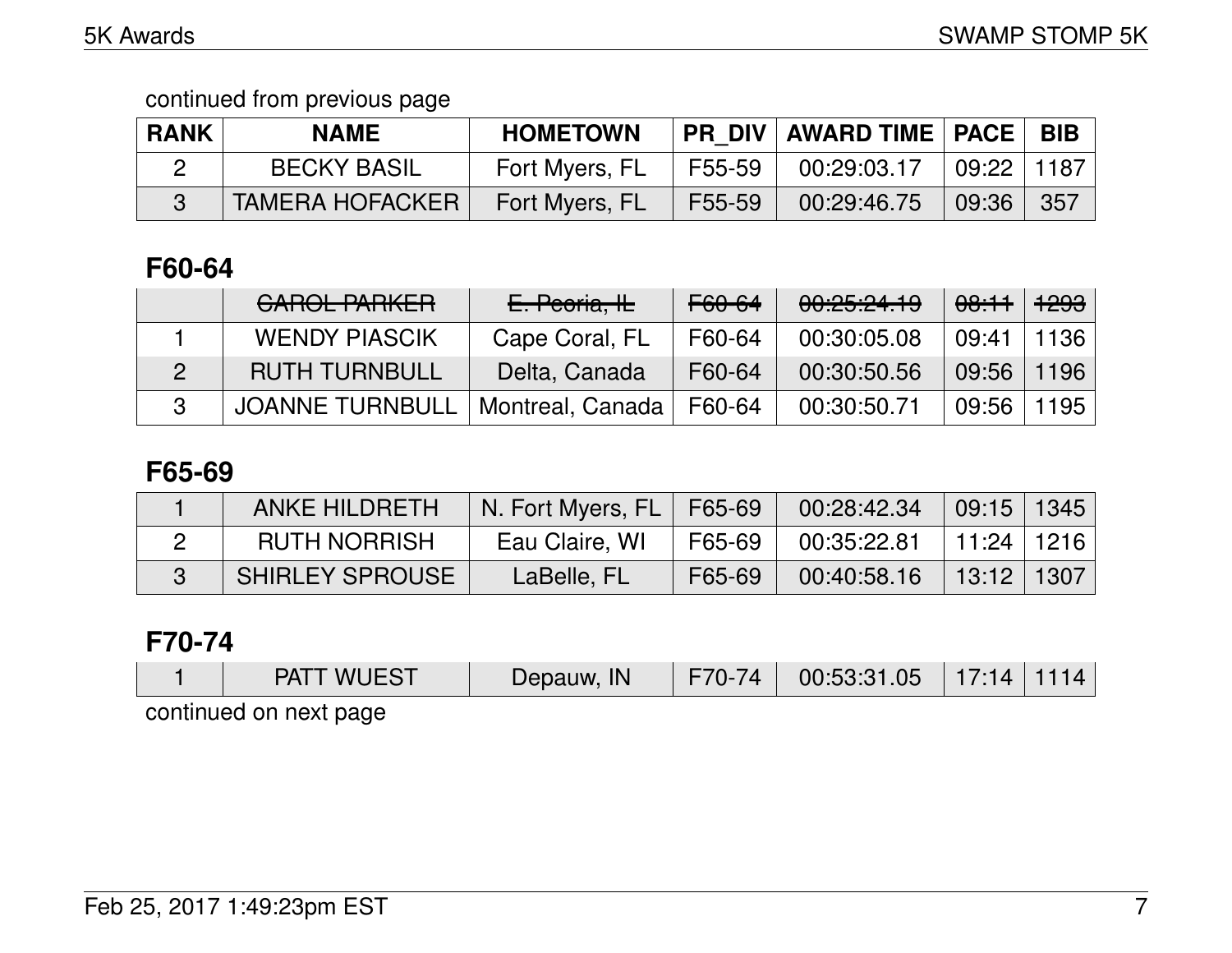continued from previous page

| RANK | NAME | HOMETOWN | PR_DIV | AWARD TIME | PACE | BIB |
|---|---|---|---|---|---|---|
| 2 | BECKY BASIL | Fort Myers, FL | F55-59 | 00:29:03.17 | 09:22 | 1187 |
| 3 | TAMERA HOFACKER | Fort Myers, FL | F55-59 | 00:29:46.75 | 09:36 | 357 |

## F60-64

| RANK | NAME | HOMETOWN | PR_DIV | AWARD TIME | PACE | BIB |
|---|---|---|---|---|---|---|
| | ~~CAROL PARKER~~ | ~~E. Peoria, IL~~ | ~~F60-64~~ | ~~00:25:24.19~~ | ~~08:11~~ | ~~1293~~ |
| 1 | WENDY PIASCIK | Cape Coral, FL | F60-64 | 00:30:05.08 | 09:41 | 1136 |
| 2 | RUTH TURNBULL | Delta, Canada | F60-64 | 00:30:50.56 | 09:56 | 1196 |
| 3 | JOANNE TURNBULL | Montreal, Canada | F60-64 | 00:30:50.71 | 09:56 | 1195 |

## F65-69

| RANK | NAME | HOMETOWN | PR_DIV | AWARD TIME | PACE | BIB |
|---|---|---|---|---|---|---|
| 1 | ANKE HILDRETH | N. Fort Myers, FL | F65-69 | 00:28:42.34 | 09:15 | 1345 |
| 2 | RUTH NORRISH | Eau Claire, WI | F65-69 | 00:35:22.81 | 11:24 | 1216 |
| 3 | SHIRLEY SPROUSE | LaBelle, FL | F65-69 | 00:40:58.16 | 13:12 | 1307 |

## F70-74

| RANK | NAME | HOMETOWN | PR_DIV | AWARD TIME | PACE | BIB |
|---|---|---|---|---|---|---|
| 1 | PATT WUEST | Depauw, IN | F70-74 | 00:53:31.05 | 17:14 | 1114 |

continued on next page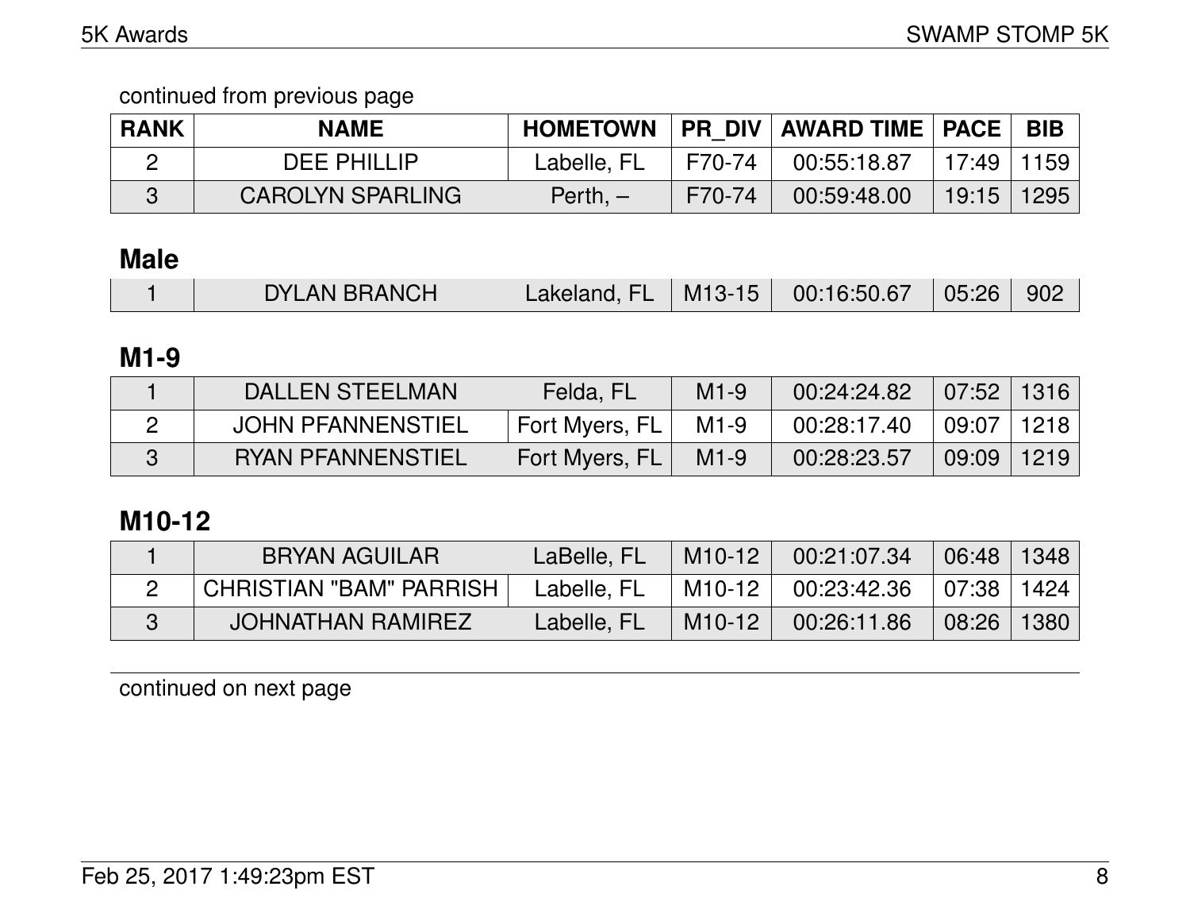continued from previous page

| RANK | NAME | HOMETOWN | PR_DIV | AWARD TIME | PACE | BIB |
|---|---|---|---|---|---|---|
| 2 | DEE PHILLIP | Labelle, FL | F70-74 | 00:55:18.87 | 17:49 | 1159 |
| 3 | CAROLYN SPARLING | Perth, – | F70-74 | 00:59:48.00 | 19:15 | 1295 |

## Male

| RANK | NAME | HOMETOWN | PR_DIV | AWARD TIME | PACE | BIB |
|---|---|---|---|---|---|---|
| 1 | DYLAN BRANCH | Lakeland, FL | M13-15 | 00:16:50.67 | 05:26 | 902 |

## M1-9

| RANK | NAME | HOMETOWN | PR_DIV | AWARD TIME | PACE | BIB |
|---|---|---|---|---|---|---|
| 1 | DALLEN STEELMAN | Felda, FL | M1-9 | 00:24:24.82 | 07:52 | 1316 |
| 2 | JOHN PFANNENSTIEL | Fort Myers, FL | M1-9 | 00:28:17.40 | 09:07 | 1218 |
| 3 | RYAN PFANNENSTIEL | Fort Myers, FL | M1-9 | 00:28:23.57 | 09:09 | 1219 |

## M10-12

| RANK | NAME | HOMETOWN | PR_DIV | AWARD TIME | PACE | BIB |
|---|---|---|---|---|---|---|
| 1 | BRYAN AGUILAR | LaBelle, FL | M10-12 | 00:21:07.34 | 06:48 | 1348 |
| 2 | CHRISTIAN "BAM" PARRISH | Labelle, FL | M10-12 | 00:23:42.36 | 07:38 | 1424 |
| 3 | JOHNATHAN RAMIREZ | Labelle, FL | M10-12 | 00:26:11.86 | 08:26 | 1380 |

continued on next page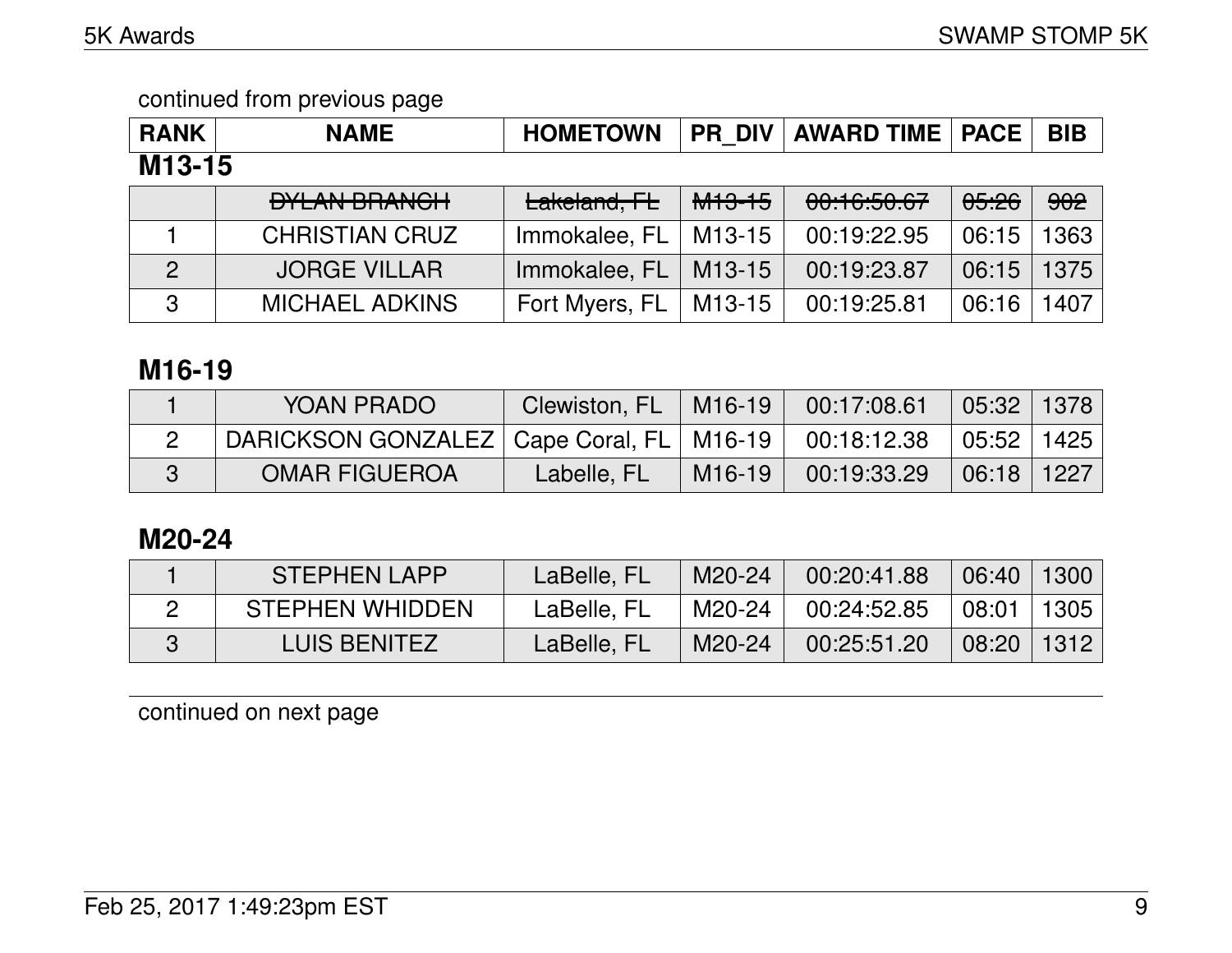continued from previous page

| RANK | NAME | HOMETOWN | PR_DIV | AWARD TIME | PACE | BIB |
|---|---|---|---|---|---|---|

**M13-15**

| RANK | NAME | HOMETOWN | PR_DIV | AWARD TIME | PACE | BIB |
|---|---|---|---|---|---|---|
| | ~~DYLAN BRANCH~~ | ~~Lakeland, FL~~ | ~~M13-15~~ | ~~00:16:50.67~~ | ~~05:26~~ | ~~902~~ |
| 1 | CHRISTIAN CRUZ | Immokalee, FL | M13-15 | 00:19:22.95 | 06:15 | 1363 |
| 2 | JORGE VILLAR | Immokalee, FL | M13-15 | 00:19:23.87 | 06:15 | 1375 |
| 3 | MICHAEL ADKINS | Fort Myers, FL | M13-15 | 00:19:25.81 | 06:16 | 1407 |

## M16-19

| RANK | NAME | HOMETOWN | PR_DIV | AWARD TIME | PACE | BIB |
|---|---|---|---|---|---|---|
| 1 | YOAN PRADO | Clewiston, FL | M16-19 | 00:17:08.61 | 05:32 | 1378 |
| 2 | DARICKSON GONZALEZ | Cape Coral, FL | M16-19 | 00:18:12.38 | 05:52 | 1425 |
| 3 | OMAR FIGUEROA | Labelle, FL | M16-19 | 00:19:33.29 | 06:18 | 1227 |

## M20-24

| RANK | NAME | HOMETOWN | PR_DIV | AWARD TIME | PACE | BIB |
|---|---|---|---|---|---|---|
| 1 | STEPHEN LAPP | LaBelle, FL | M20-24 | 00:20:41.88 | 06:40 | 1300 |
| 2 | STEPHEN WHIDDEN | LaBelle, FL | M20-24 | 00:24:52.85 | 08:01 | 1305 |
| 3 | LUIS BENITEZ | LaBelle, FL | M20-24 | 00:25:51.20 | 08:20 | 1312 |

continued on next page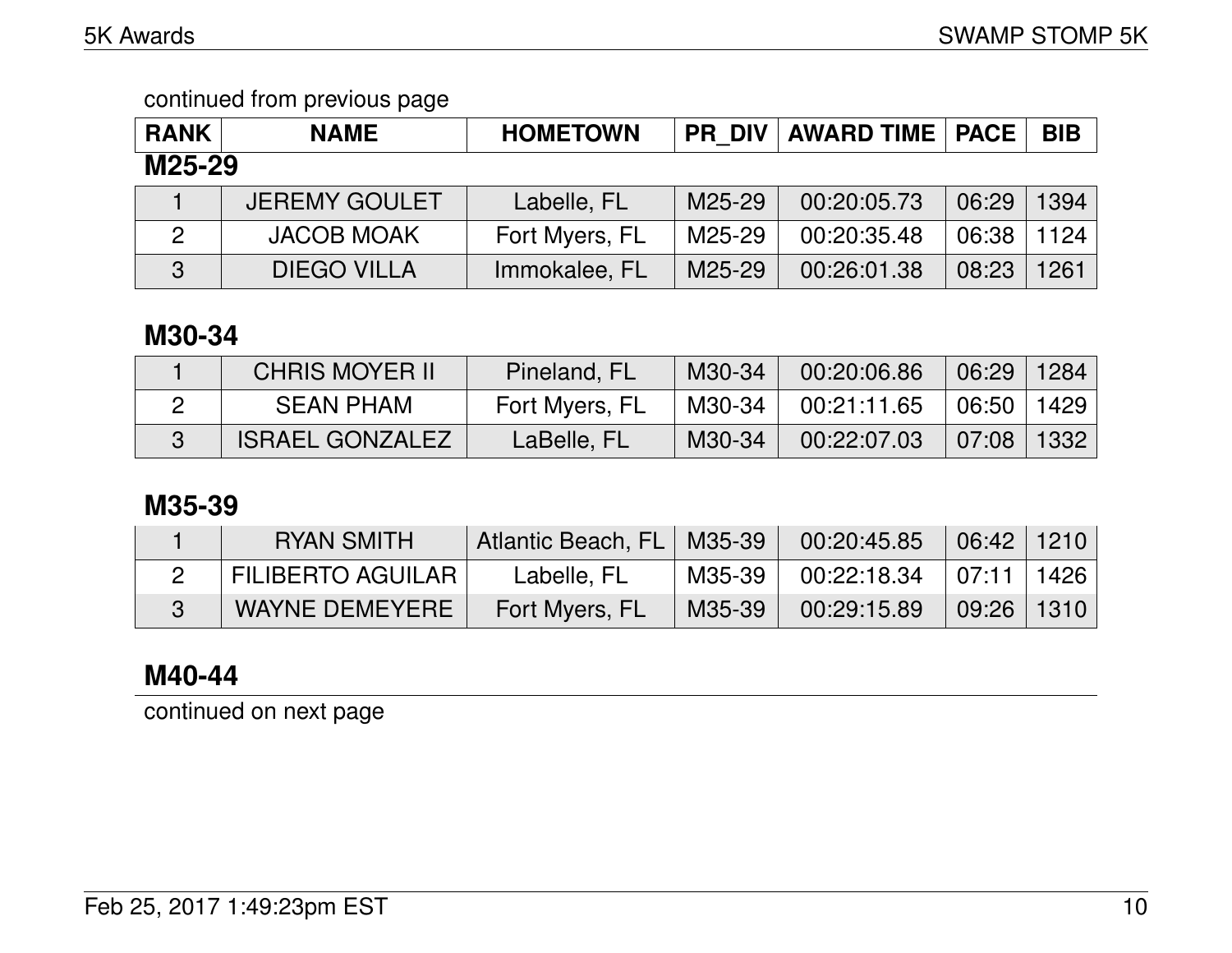continued from previous page

| RANK | NAME | HOMETOWN | PR_DIV | AWARD TIME | PACE | BIB |
|---|---|---|---|---|---|---|

## M25-29

| RANK | NAME | HOMETOWN | PR_DIV | AWARD TIME | PACE | BIB |
|---|---|---|---|---|---|---|
| 1 | JEREMY GOULET | Labelle, FL | M25-29 | 00:20:05.73 | 06:29 | 1394 |
| 2 | JACOB MOAK | Fort Myers, FL | M25-29 | 00:20:35.48 | 06:38 | 1124 |
| 3 | DIEGO VILLA | Immokalee, FL | M25-29 | 00:26:01.38 | 08:23 | 1261 |

## M30-34

| RANK | NAME | HOMETOWN | PR_DIV | AWARD TIME | PACE | BIB |
|---|---|---|---|---|---|---|
| 1 | CHRIS MOYER II | Pineland, FL | M30-34 | 00:20:06.86 | 06:29 | 1284 |
| 2 | SEAN PHAM | Fort Myers, FL | M30-34 | 00:21:11.65 | 06:50 | 1429 |
| 3 | ISRAEL GONZALEZ | LaBelle, FL | M30-34 | 00:22:07.03 | 07:08 | 1332 |

## M35-39

| RANK | NAME | HOMETOWN | PR_DIV | AWARD TIME | PACE | BIB |
|---|---|---|---|---|---|---|
| 1 | RYAN SMITH | Atlantic Beach, FL | M35-39 | 00:20:45.85 | 06:42 | 1210 |
| 2 | FILIBERTO AGUILAR | Labelle, FL | M35-39 | 00:22:18.34 | 07:11 | 1426 |
| 3 | WAYNE DEMEYERE | Fort Myers, FL | M35-39 | 00:29:15.89 | 09:26 | 1310 |

## M40-44

continued on next page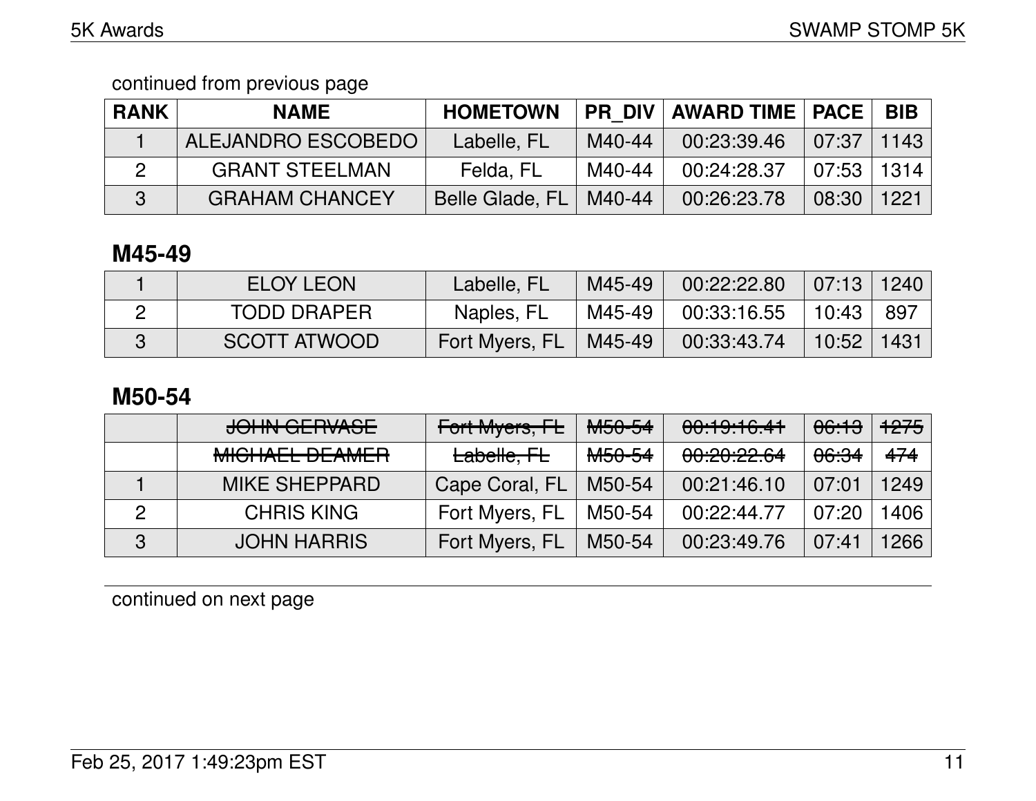continued from previous page

| RANK | NAME | HOMETOWN | PR_DIV | AWARD TIME | PACE | BIB |
|---|---|---|---|---|---|---|
| 1 | ALEJANDRO ESCOBEDO | Labelle, FL | M40-44 | 00:23:39.46 | 07:37 | 1143 |
| 2 | GRANT STEELMAN | Felda, FL | M40-44 | 00:24:28.37 | 07:53 | 1314 |
| 3 | GRAHAM CHANCEY | Belle Glade, FL | M40-44 | 00:26:23.78 | 08:30 | 1221 |

## M45-49

| RANK | NAME | HOMETOWN | PR_DIV | AWARD TIME | PACE | BIB |
|---|---|---|---|---|---|---|
| 1 | ELOY LEON | Labelle, FL | M45-49 | 00:22:22.80 | 07:13 | 1240 |
| 2 | TODD DRAPER | Naples, FL | M45-49 | 00:33:16.55 | 10:43 | 897 |
| 3 | SCOTT ATWOOD | Fort Myers, FL | M45-49 | 00:33:43.74 | 10:52 | 1431 |

## M50-54

| RANK | NAME | HOMETOWN | PR_DIV | AWARD TIME | PACE | BIB |
|---|---|---|---|---|---|---|
| | ~~JOHN GERVASE~~ | ~~Fort Myers, FL~~ | ~~M50-54~~ | ~~00:19:16.41~~ | ~~06:13~~ | ~~1275~~ |
| | ~~MICHAEL DEAMER~~ | ~~Labelle, FL~~ | ~~M50-54~~ | ~~00:20:22.64~~ | ~~06:34~~ | ~~474~~ |
| 1 | MIKE SHEPPARD | Cape Coral, FL | M50-54 | 00:21:46.10 | 07:01 | 1249 |
| 2 | CHRIS KING | Fort Myers, FL | M50-54 | 00:22:44.77 | 07:20 | 1406 |
| 3 | JOHN HARRIS | Fort Myers, FL | M50-54 | 00:23:49.76 | 07:41 | 1266 |

continued on next page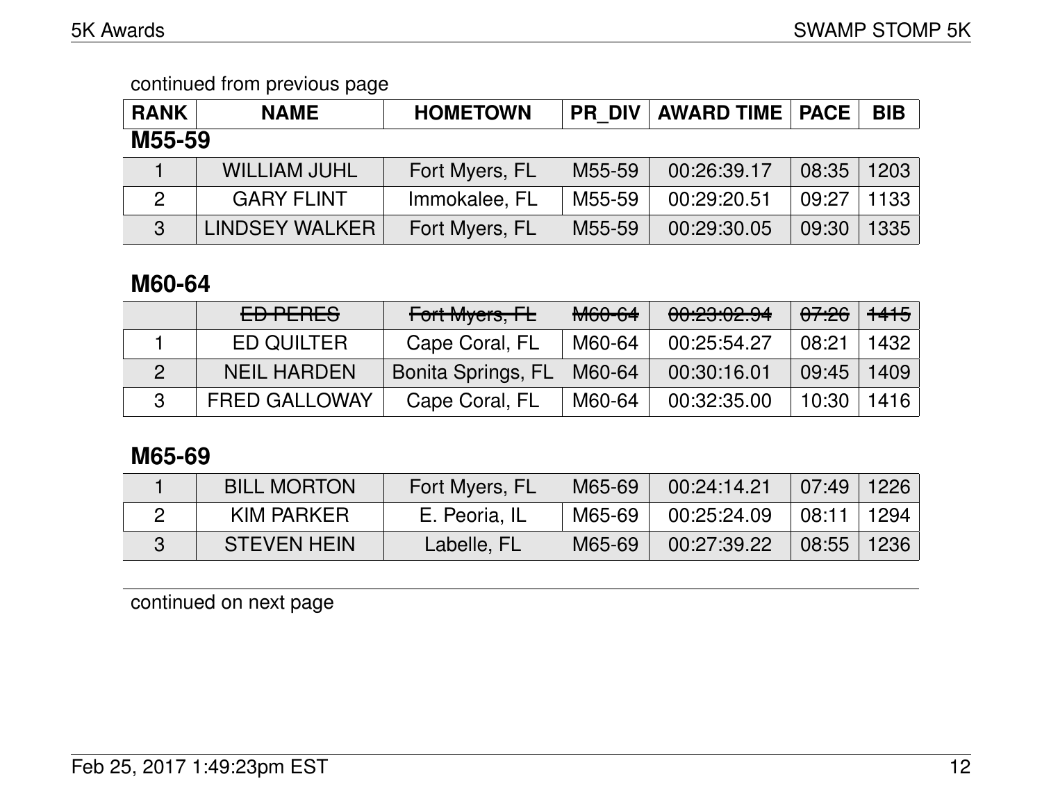continued from previous page

| RANK | NAME | HOMETOWN | PR_DIV | AWARD TIME | PACE | BIB |
|---|---|---|---|---|---|---|

## M55-59

| RANK | NAME | HOMETOWN | PR_DIV | AWARD TIME | PACE | BIB |
|---|---|---|---|---|---|---|
| 1 | WILLIAM JUHL | Fort Myers, FL | M55-59 | 00:26:39.17 | 08:35 | 1203 |
| 2 | GARY FLINT | Immokalee, FL | M55-59 | 00:29:20.51 | 09:27 | 1133 |
| 3 | LINDSEY WALKER | Fort Myers, FL | M55-59 | 00:29:30.05 | 09:30 | 1335 |

## M60-64

| RANK | NAME | HOMETOWN | PR_DIV | AWARD TIME | PACE | BIB |
|---|---|---|---|---|---|---|
| | ~~ED PERES~~ | ~~Fort Myers, FL~~ | ~~M60-64~~ | ~~00:23:02.94~~ | ~~07:26~~ | ~~1415~~ |
| 1 | ED QUILTER | Cape Coral, FL | M60-64 | 00:25:54.27 | 08:21 | 1432 |
| 2 | NEIL HARDEN | Bonita Springs, FL | M60-64 | 00:30:16.01 | 09:45 | 1409 |
| 3 | FRED GALLOWAY | Cape Coral, FL | M60-64 | 00:32:35.00 | 10:30 | 1416 |

## M65-69

| RANK | NAME | HOMETOWN | PR_DIV | AWARD TIME | PACE | BIB |
|---|---|---|---|---|---|---|
| 1 | BILL MORTON | Fort Myers, FL | M65-69 | 00:24:14.21 | 07:49 | 1226 |
| 2 | KIM PARKER | E. Peoria, IL | M65-69 | 00:25:24.09 | 08:11 | 1294 |
| 3 | STEVEN HEIN | Labelle, FL | M65-69 | 00:27:39.22 | 08:55 | 1236 |

continued on next page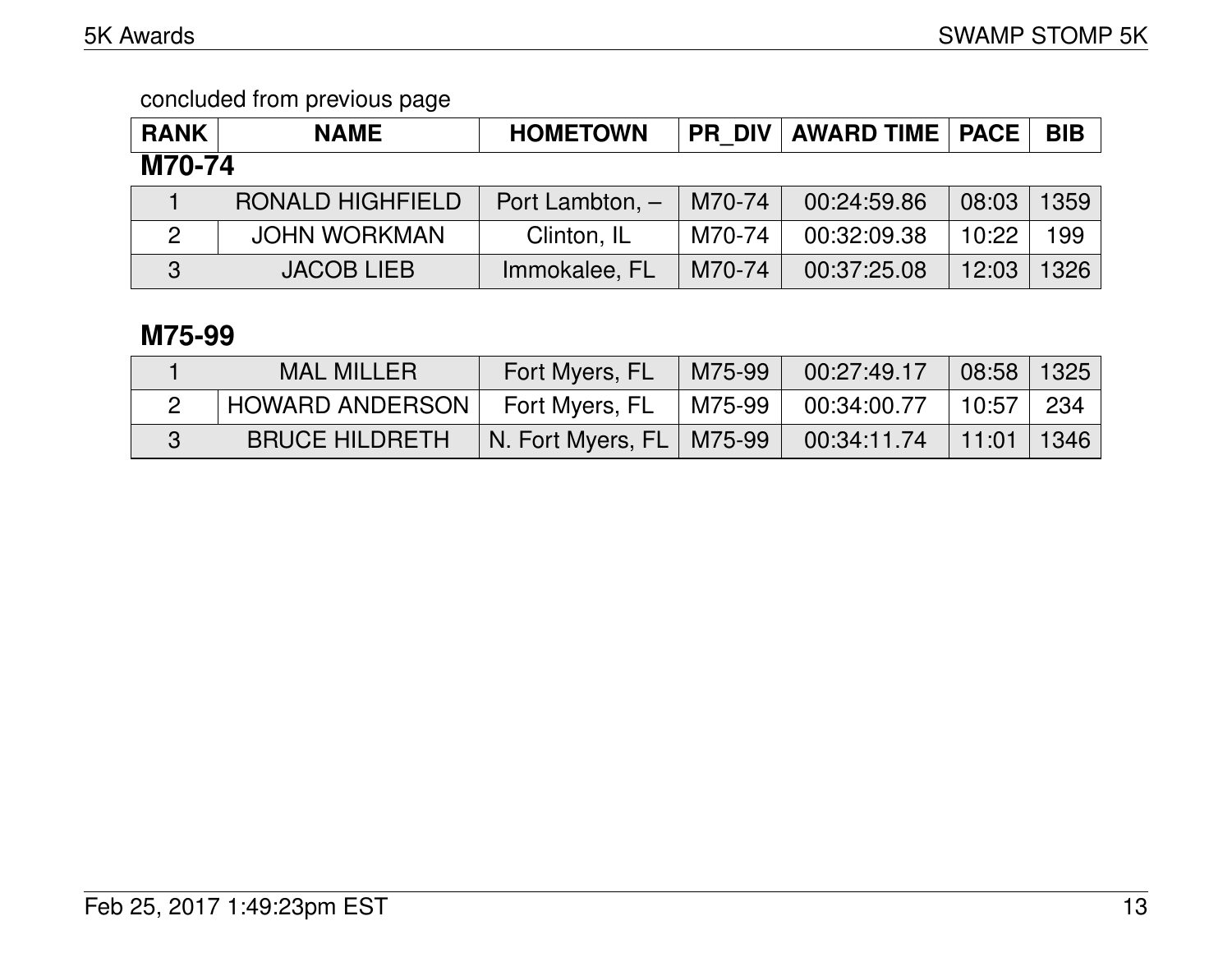concluded from previous page

| RANK | NAME | HOMETOWN | PR_DIV | AWARD TIME | PACE | BIB |
|---|---|---|---|---|---|---|

**M70-74**

| RANK | NAME | HOMETOWN | PR_DIV | AWARD TIME | PACE | BIB |
|---|---|---|---|---|---|---|
| 1 | RONALD HIGHFIELD | Port Lambton, – | M70-74 | 00:24:59.86 | 08:03 | 1359 |
| 2 | JOHN WORKMAN | Clinton, IL | M70-74 | 00:32:09.38 | 10:22 | 199 |
| 3 | JACOB LIEB | Immokalee, FL | M70-74 | 00:37:25.08 | 12:03 | 1326 |

## M75-99

| RANK | NAME | HOMETOWN | PR_DIV | AWARD TIME | PACE | BIB |
|---|---|---|---|---|---|---|
| 1 | MAL MILLER | Fort Myers, FL | M75-99 | 00:27:49.17 | 08:58 | 1325 |
| 2 | HOWARD ANDERSON | Fort Myers, FL | M75-99 | 00:34:00.77 | 10:57 | 234 |
| 3 | BRUCE HILDRETH | N. Fort Myers, FL | M75-99 | 00:34:11.74 | 11:01 | 1346 |